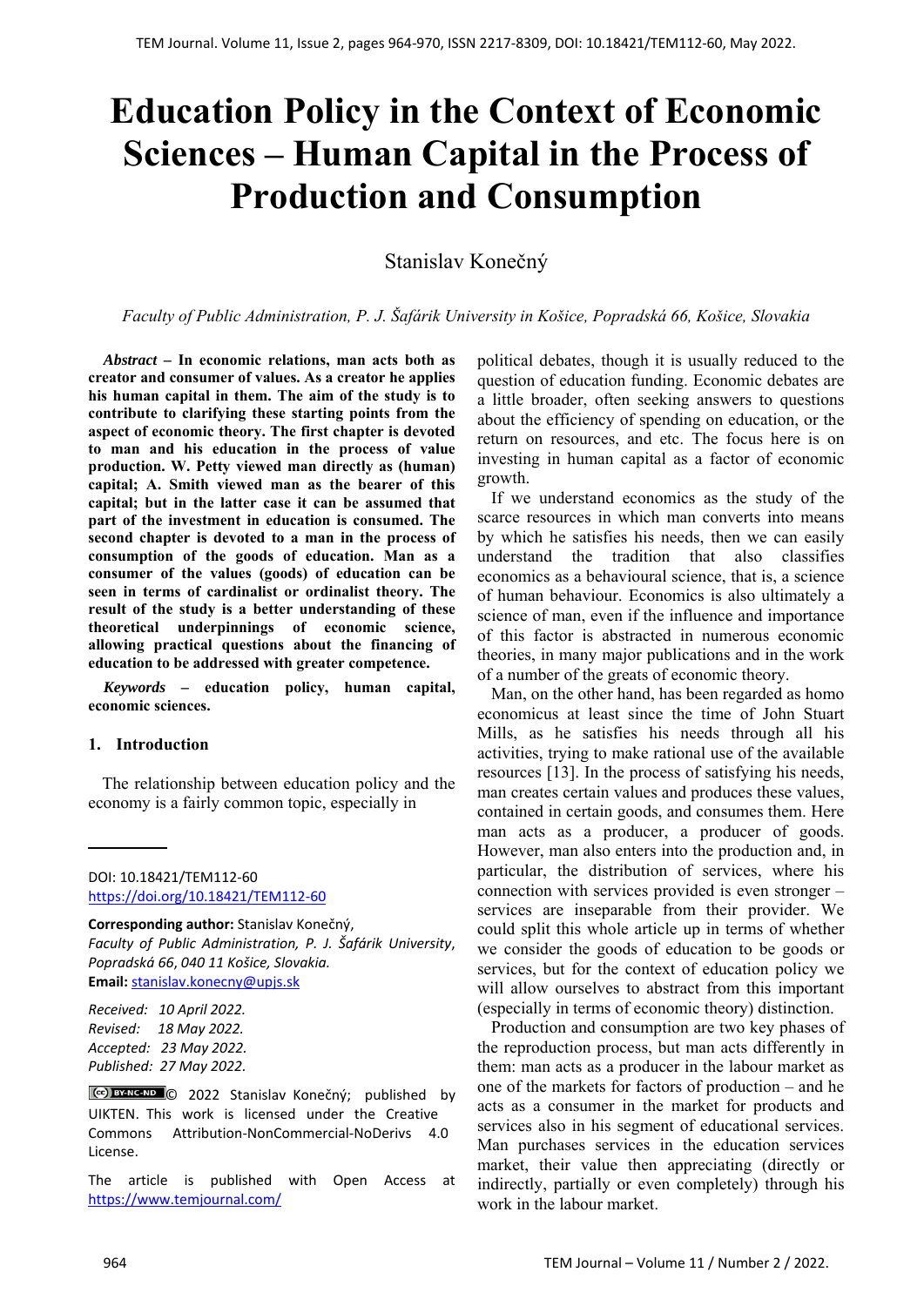# Education Policy in the Context of Economic Sciences – Human Capital in the Process of Production and Consumption

Stanislav Konečný

*Faculty of Public Administration, P. J. Šafárik University in Košice, Popradská 66, Košice, Slovakia*

***Abstract* – In economic relations, man acts both as creator and consumer of values. As a creator he applies his human capital in them. The aim of the study is to contribute to clarifying these starting points from the aspect of economic theory. The first chapter is devoted to man and his education in the process of value production. W. Petty viewed man directly as (human) capital; A. Smith viewed man as the bearer of this capital; but in the latter case it can be assumed that part of the investment in education is consumed. The second chapter is devoted to a man in the process of consumption of the goods of education. Man as a consumer of the values (goods) of education can be seen in terms of cardinalist or ordinalist theory. The result of the study is a better understanding of these theoretical underpinnings of economic science, allowing practical questions about the financing of education to be addressed with greater competence.**

***Keywords* – education policy, human capital, economic sciences.**

## 1. Introduction

The relationship between education policy and the economy is a fairly common topic, especially in political debates, though it is usually reduced to the question of education funding. Economic debates are a little broader, often seeking answers to questions about the efficiency of spending on education, or the return on resources, and etc. The focus here is on investing in human capital as a factor of economic growth.

If we understand economics as the study of the scarce resources in which man converts into means by which he satisfies his needs, then we can easily understand the tradition that also classifies economics as a behavioural science, that is, a science of human behaviour. Economics is also ultimately a science of man, even if the influence and importance of this factor is abstracted in numerous economic theories, in many major publications and in the work of a number of the greats of economic theory.

Man, on the other hand, has been regarded as homo economicus at least since the time of John Stuart Mills, as he satisfies his needs through all his activities, trying to make rational use of the available resources [13]. In the process of satisfying his needs, man creates certain values and produces these values, contained in certain goods, and consumes them. Here man acts as a producer, a producer of goods. However, man also enters into the production and, in particular, the distribution of services, where his connection with services provided is even stronger – services are inseparable from their provider. We could split this whole article up in terms of whether we consider the goods of education to be goods or services, but for the context of education policy we will allow ourselves to abstract from this important (especially in terms of economic theory) distinction.

Production and consumption are two key phases of the reproduction process, but man acts differently in them: man acts as a producer in the labour market as one of the markets for factors of production – and he acts as a consumer in the market for products and services also in his segment of educational services. Man purchases services in the education services market, their value then appreciating (directly or indirectly, partially or even completely) through his work in the labour market.

---

DOI: 10.18421/TEM112-60
https://doi.org/10.18421/TEM112-60

**Corresponding author:** Stanislav Konečný,
*Faculty of Public Administration, P. J. Šafárik University, Popradská 66, 040 11 Košice, Slovakia.*
**Email:** stanislav.konecny@upjs.sk

*Received: 10 April 2022.*
*Revised: 18 May 2022.*
*Accepted: 23 May 2022.*
*Published: 27 May 2022.*

© 2022 Stanislav Konečný; published by UIKTEN. This work is licensed under the Creative Commons Attribution-NonCommercial-NoDerivs 4.0 License.

The article is published with Open Access at https://www.temjournal.com/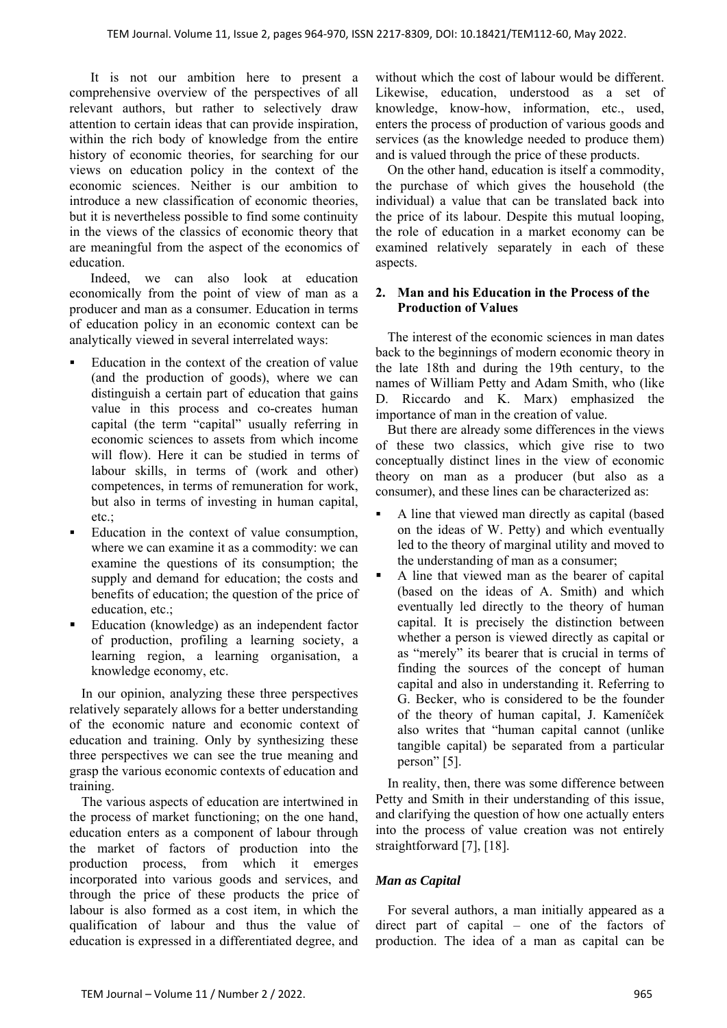It is not our ambition here to present a comprehensive overview of the perspectives of all relevant authors, but rather to selectively draw attention to certain ideas that can provide inspiration, within the rich body of knowledge from the entire history of economic theories, for searching for our views on education policy in the context of the economic sciences. Neither is our ambition to introduce a new classification of economic theories, but it is nevertheless possible to find some continuity in the views of the classics of economic theory that are meaningful from the aspect of the economics of education.

Indeed, we can also look at education economically from the point of view of man as a producer and man as a consumer. Education in terms of education policy in an economic context can be analytically viewed in several interrelated ways:

- Education in the context of the creation of value (and the production of goods), where we can distinguish a certain part of education that gains value in this process and co-creates human capital (the term "capital" usually referring in economic sciences to assets from which income will flow). Here it can be studied in terms of labour skills, in terms of (work and other) competences, in terms of remuneration for work, but also in terms of investing in human capital, etc.;
- Education in the context of value consumption, where we can examine it as a commodity: we can examine the questions of its consumption; the supply and demand for education; the costs and benefits of education; the question of the price of education, etc.;
- Education (knowledge) as an independent factor of production, profiling a learning society, a learning region, a learning organisation, a knowledge economy, etc.

In our opinion, analyzing these three perspectives relatively separately allows for a better understanding of the economic nature and economic context of education and training. Only by synthesizing these three perspectives we can see the true meaning and grasp the various economic contexts of education and training.

The various aspects of education are intertwined in the process of market functioning; on the one hand, education enters as a component of labour through the market of factors of production into the production process, from which it emerges incorporated into various goods and services, and through the price of these products the price of labour is also formed as a cost item, in which the qualification of labour and thus the value of education is expressed in a differentiated degree, and without which the cost of labour would be different. Likewise, education, understood as a set of knowledge, know-how, information, etc., used, enters the process of production of various goods and services (as the knowledge needed to produce them) and is valued through the price of these products.

On the other hand, education is itself a commodity, the purchase of which gives the household (the individual) a value that can be translated back into the price of its labour. Despite this mutual looping, the role of education in a market economy can be examined relatively separately in each of these aspects.

## 2. Man and his Education in the Process of the Production of Values

The interest of the economic sciences in man dates back to the beginnings of modern economic theory in the late 18th and during the 19th century, to the names of William Petty and Adam Smith, who (like D. Riccardo and K. Marx) emphasized the importance of man in the creation of value.

But there are already some differences in the views of these two classics, which give rise to two conceptually distinct lines in the view of economic theory on man as a producer (but also as a consumer), and these lines can be characterized as:

- A line that viewed man directly as capital (based on the ideas of W. Petty) and which eventually led to the theory of marginal utility and moved to the understanding of man as a consumer;
- A line that viewed man as the bearer of capital (based on the ideas of A. Smith) and which eventually led directly to the theory of human capital. It is precisely the distinction between whether a person is viewed directly as capital or as "merely" its bearer that is crucial in terms of finding the sources of the concept of human capital and also in understanding it. Referring to G. Becker, who is considered to be the founder of the theory of human capital, J. Kameníček also writes that "human capital cannot (unlike tangible capital) be separated from a particular person" [5].

In reality, then, there was some difference between Petty and Smith in their understanding of this issue, and clarifying the question of how one actually enters into the process of value creation was not entirely straightforward [7], [18].

### *Man as Capital*

For several authors, a man initially appeared as a direct part of capital – one of the factors of production. The idea of a man as capital can be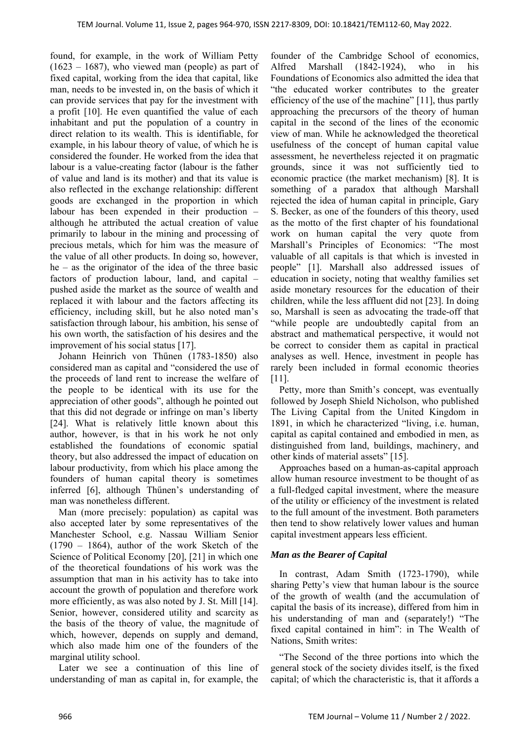found, for example, in the work of William Petty (1623 – 1687), who viewed man (people) as part of fixed capital, working from the idea that capital, like man, needs to be invested in, on the basis of which it can provide services that pay for the investment with a profit [10]. He even quantified the value of each inhabitant and put the population of a country in direct relation to its wealth. This is identifiable, for example, in his labour theory of value, of which he is considered the founder. He worked from the idea that labour is a value-creating factor (labour is the father of value and land is its mother) and that its value is also reflected in the exchange relationship: different goods are exchanged in the proportion in which labour has been expended in their production – although he attributed the actual creation of value primarily to labour in the mining and processing of precious metals, which for him was the measure of the value of all other products. In doing so, however, he – as the originator of the idea of the three basic factors of production labour, land, and capital – pushed aside the market as the source of wealth and replaced it with labour and the factors affecting its efficiency, including skill, but he also noted man's satisfaction through labour, his ambition, his sense of his own worth, the satisfaction of his desires and the improvement of his social status [17].

Johann Heinrich von Thűnen (1783-1850) also considered man as capital and "considered the use of the proceeds of land rent to increase the welfare of the people to be identical with its use for the appreciation of other goods", although he pointed out that this did not degrade or infringe on man's liberty [24]. What is relatively little known about this author, however, is that in his work he not only established the foundations of economic spatial theory, but also addressed the impact of education on labour productivity, from which his place among the founders of human capital theory is sometimes inferred [6], although Thűnen's understanding of man was nonetheless different.

Man (more precisely: population) as capital was also accepted later by some representatives of the Manchester School, e.g. Nassau William Senior (1790 – 1864), author of the work Sketch of the Science of Political Economy [20], [21] in which one of the theoretical foundations of his work was the assumption that man in his activity has to take into account the growth of population and therefore work more efficiently, as was also noted by J. St. Mill [14]. Senior, however, considered utility and scarcity as the basis of the theory of value, the magnitude of which, however, depends on supply and demand, which also made him one of the founders of the marginal utility school.

Later we see a continuation of this line of understanding of man as capital in, for example, the founder of the Cambridge School of economics, Alfred Marshall (1842-1924), who in his Foundations of Economics also admitted the idea that "the educated worker contributes to the greater efficiency of the use of the machine" [11], thus partly approaching the precursors of the theory of human capital in the second of the lines of the economic view of man. While he acknowledged the theoretical usefulness of the concept of human capital value assessment, he nevertheless rejected it on pragmatic grounds, since it was not sufficiently tied to economic practice (the market mechanism) [8]. It is something of a paradox that although Marshall rejected the idea of human capital in principle, Gary S. Becker, as one of the founders of this theory, used as the motto of the first chapter of his foundational work on human capital the very quote from Marshall's Principles of Economics: "The most valuable of all capitals is that which is invested in people" [1]. Marshall also addressed issues of education in society, noting that wealthy families set aside monetary resources for the education of their children, while the less affluent did not [23]. In doing so, Marshall is seen as advocating the trade-off that "while people are undoubtedly capital from an abstract and mathematical perspective, it would not be correct to consider them as capital in practical analyses as well. Hence, investment in people has rarely been included in formal economic theories [11].

Petty, more than Smith's concept, was eventually followed by Joseph Shield Nicholson, who published The Living Capital from the United Kingdom in 1891, in which he characterized "living, i.e. human, capital as capital contained and embodied in men, as distinguished from land, buildings, machinery, and other kinds of material assets" [15].

Approaches based on a human-as-capital approach allow human resource investment to be thought of as a full-fledged capital investment, where the measure of the utility or efficiency of the investment is related to the full amount of the investment. Both parameters then tend to show relatively lower values and human capital investment appears less efficient.

### *Man as the Bearer of Capital*

In contrast, Adam Smith (1723-1790), while sharing Petty's view that human labour is the source of the growth of wealth (and the accumulation of capital the basis of its increase), differed from him in his understanding of man and (separately!) "The fixed capital contained in him": in The Wealth of Nations, Smith writes:

"The Second of the three portions into which the general stock of the society divides itself, is the fixed capital; of which the characteristic is, that it affords a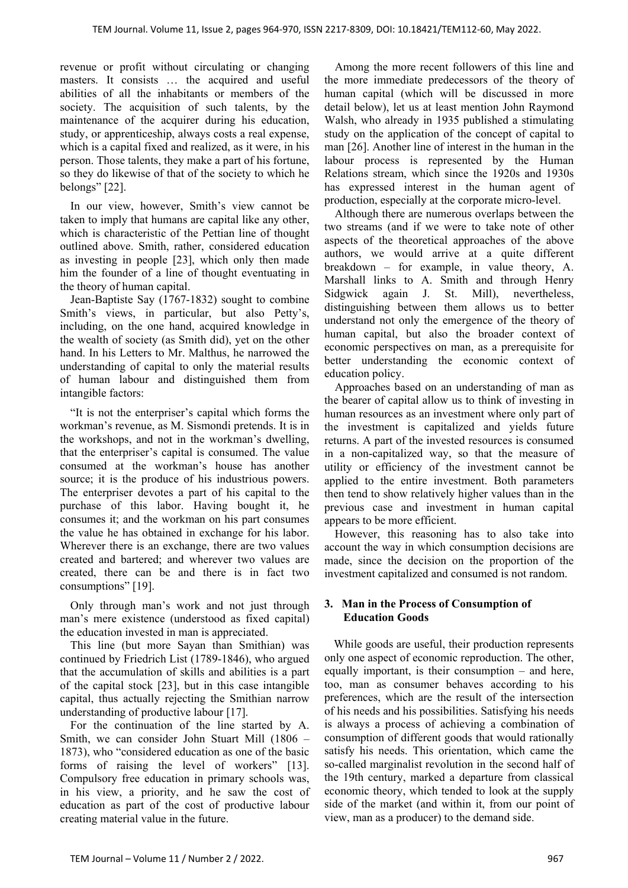revenue or profit without circulating or changing masters. It consists … the acquired and useful abilities of all the inhabitants or members of the society. The acquisition of such talents, by the maintenance of the acquirer during his education, study, or apprenticeship, always costs a real expense, which is a capital fixed and realized, as it were, in his person. Those talents, they make a part of his fortune, so they do likewise of that of the society to which he belongs" [22].

In our view, however, Smith's view cannot be taken to imply that humans are capital like any other, which is characteristic of the Pettian line of thought outlined above. Smith, rather, considered education as investing in people [23], which only then made him the founder of a line of thought eventuating in the theory of human capital.

Jean-Baptiste Say (1767-1832) sought to combine Smith's views, in particular, but also Petty's, including, on the one hand, acquired knowledge in the wealth of society (as Smith did), yet on the other hand. In his Letters to Mr. Malthus, he narrowed the understanding of capital to only the material results of human labour and distinguished them from intangible factors:

"It is not the enterpriser's capital which forms the workman's revenue, as M. Sismondi pretends. It is in the workshops, and not in the workman's dwelling, that the enterpriser's capital is consumed. The value consumed at the workman's house has another source; it is the produce of his industrious powers. The enterpriser devotes a part of his capital to the purchase of this labor. Having bought it, he consumes it; and the workman on his part consumes the value he has obtained in exchange for his labor. Wherever there is an exchange, there are two values created and bartered; and wherever two values are created, there can be and there is in fact two consumptions" [19].

Only through man's work and not just through man's mere existence (understood as fixed capital) the education invested in man is appreciated.

This line (but more Sayan than Smithian) was continued by Friedrich List (1789-1846), who argued that the accumulation of skills and abilities is a part of the capital stock [23], but in this case intangible capital, thus actually rejecting the Smithian narrow understanding of productive labour [17].

For the continuation of the line started by A. Smith, we can consider John Stuart Mill (1806 – 1873), who "considered education as one of the basic forms of raising the level of workers" [13]. Compulsory free education in primary schools was, in his view, a priority, and he saw the cost of education as part of the cost of productive labour creating material value in the future.

Among the more recent followers of this line and the more immediate predecessors of the theory of human capital (which will be discussed in more detail below), let us at least mention John Raymond Walsh, who already in 1935 published a stimulating study on the application of the concept of capital to man [26]. Another line of interest in the human in the labour process is represented by the Human Relations stream, which since the 1920s and 1930s has expressed interest in the human agent of production, especially at the corporate micro-level.

Although there are numerous overlaps between the two streams (and if we were to take note of other aspects of the theoretical approaches of the above authors, we would arrive at a quite different breakdown – for example, in value theory, A. Marshall links to A. Smith and through Henry Sidgwick again J. St. Mill), nevertheless, distinguishing between them allows us to better understand not only the emergence of the theory of human capital, but also the broader context of economic perspectives on man, as a prerequisite for better understanding the economic context of education policy.

Approaches based on an understanding of man as the bearer of capital allow us to think of investing in human resources as an investment where only part of the investment is capitalized and yields future returns. A part of the invested resources is consumed in a non-capitalized way, so that the measure of utility or efficiency of the investment cannot be applied to the entire investment. Both parameters then tend to show relatively higher values than in the previous case and investment in human capital appears to be more efficient.

However, this reasoning has to also take into account the way in which consumption decisions are made, since the decision on the proportion of the investment capitalized and consumed is not random.

## 3. Man in the Process of Consumption of Education Goods

While goods are useful, their production represents only one aspect of economic reproduction. The other, equally important, is their consumption – and here, too, man as consumer behaves according to his preferences, which are the result of the intersection of his needs and his possibilities. Satisfying his needs is always a process of achieving a combination of consumption of different goods that would rationally satisfy his needs. This orientation, which came the so-called marginalist revolution in the second half of the 19th century, marked a departure from classical economic theory, which tended to look at the supply side of the market (and within it, from our point of view, man as a producer) to the demand side.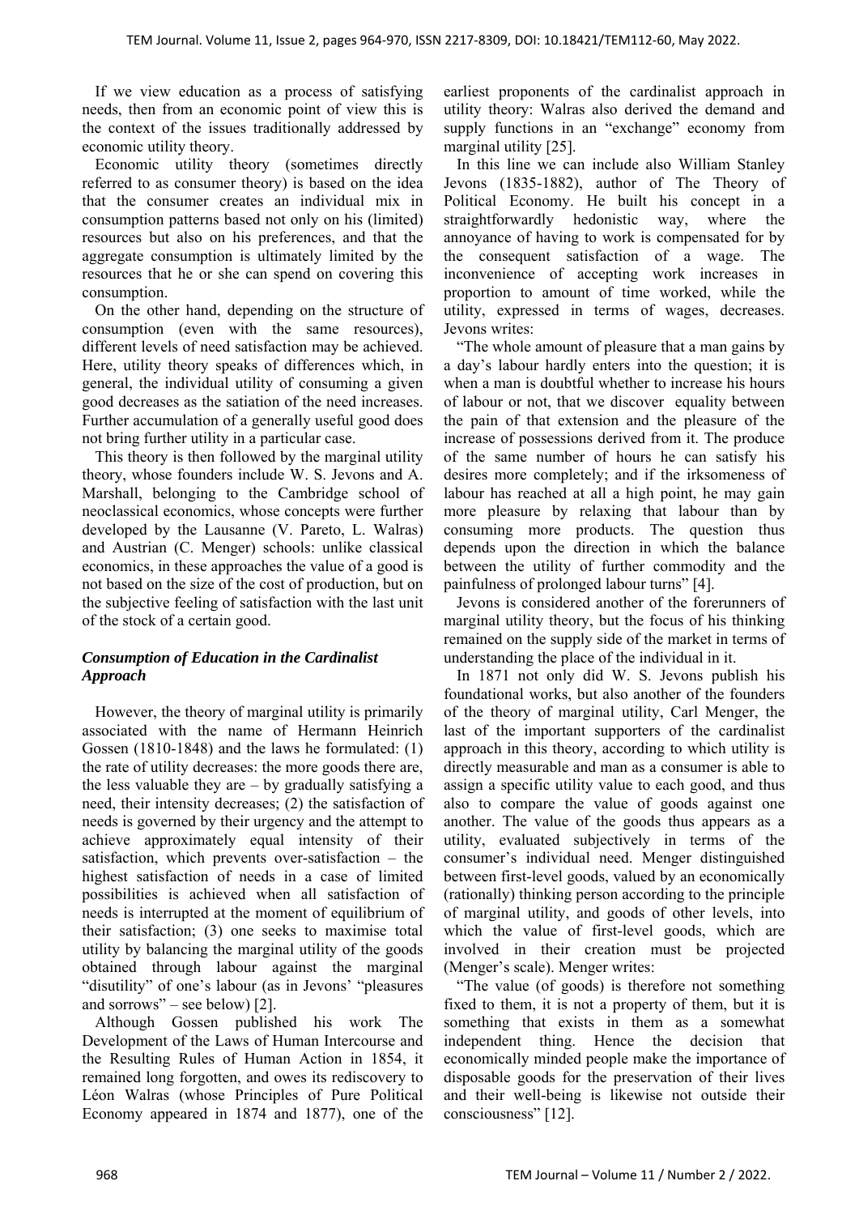If we view education as a process of satisfying needs, then from an economic point of view this is the context of the issues traditionally addressed by economic utility theory.

Economic utility theory (sometimes directly referred to as consumer theory) is based on the idea that the consumer creates an individual mix in consumption patterns based not only on his (limited) resources but also on his preferences, and that the aggregate consumption is ultimately limited by the resources that he or she can spend on covering this consumption.

On the other hand, depending on the structure of consumption (even with the same resources), different levels of need satisfaction may be achieved. Here, utility theory speaks of differences which, in general, the individual utility of consuming a given good decreases as the satiation of the need increases. Further accumulation of a generally useful good does not bring further utility in a particular case.

This theory is then followed by the marginal utility theory, whose founders include W. S. Jevons and A. Marshall, belonging to the Cambridge school of neoclassical economics, whose concepts were further developed by the Lausanne (V. Pareto, L. Walras) and Austrian (C. Menger) schools: unlike classical economics, in these approaches the value of a good is not based on the size of the cost of production, but on the subjective feeling of satisfaction with the last unit of the stock of a certain good.

### *Consumption of Education in the Cardinalist Approach*

However, the theory of marginal utility is primarily associated with the name of Hermann Heinrich Gossen (1810-1848) and the laws he formulated: (1) the rate of utility decreases: the more goods there are, the less valuable they are – by gradually satisfying a need, their intensity decreases; (2) the satisfaction of needs is governed by their urgency and the attempt to achieve approximately equal intensity of their satisfaction, which prevents over-satisfaction – the highest satisfaction of needs in a case of limited possibilities is achieved when all satisfaction of needs is interrupted at the moment of equilibrium of their satisfaction; (3) one seeks to maximise total utility by balancing the marginal utility of the goods obtained through labour against the marginal "disutility" of one's labour (as in Jevons' "pleasures and sorrows" – see below) [2].

Although Gossen published his work The Development of the Laws of Human Intercourse and the Resulting Rules of Human Action in 1854, it remained long forgotten, and owes its rediscovery to Léon Walras (whose Principles of Pure Political Economy appeared in 1874 and 1877), one of the earliest proponents of the cardinalist approach in utility theory: Walras also derived the demand and supply functions in an "exchange" economy from marginal utility [25].

In this line we can include also William Stanley Jevons (1835-1882), author of The Theory of Political Economy. He built his concept in a straightforwardly hedonistic way, where the annoyance of having to work is compensated for by the consequent satisfaction of a wage. The inconvenience of accepting work increases in proportion to amount of time worked, while the utility, expressed in terms of wages, decreases. Jevons writes:

"The whole amount of pleasure that a man gains by a day's labour hardly enters into the question; it is when a man is doubtful whether to increase his hours of labour or not, that we discover equality between the pain of that extension and the pleasure of the increase of possessions derived from it. The produce of the same number of hours he can satisfy his desires more completely; and if the irksomeness of labour has reached at all a high point, he may gain more pleasure by relaxing that labour than by consuming more products. The question thus depends upon the direction in which the balance between the utility of further commodity and the painfulness of prolonged labour turns" [4].

Jevons is considered another of the forerunners of marginal utility theory, but the focus of his thinking remained on the supply side of the market in terms of understanding the place of the individual in it.

In 1871 not only did W. S. Jevons publish his foundational works, but also another of the founders of the theory of marginal utility, Carl Menger, the last of the important supporters of the cardinalist approach in this theory, according to which utility is directly measurable and man as a consumer is able to assign a specific utility value to each good, and thus also to compare the value of goods against one another. The value of the goods thus appears as a utility, evaluated subjectively in terms of the consumer's individual need. Menger distinguished between first-level goods, valued by an economically (rationally) thinking person according to the principle of marginal utility, and goods of other levels, into which the value of first-level goods, which are involved in their creation must be projected (Menger's scale). Menger writes:

"The value (of goods) is therefore not something fixed to them, it is not a property of them, but it is something that exists in them as a somewhat independent thing. Hence the decision that economically minded people make the importance of disposable goods for the preservation of their lives and their well-being is likewise not outside their consciousness" [12].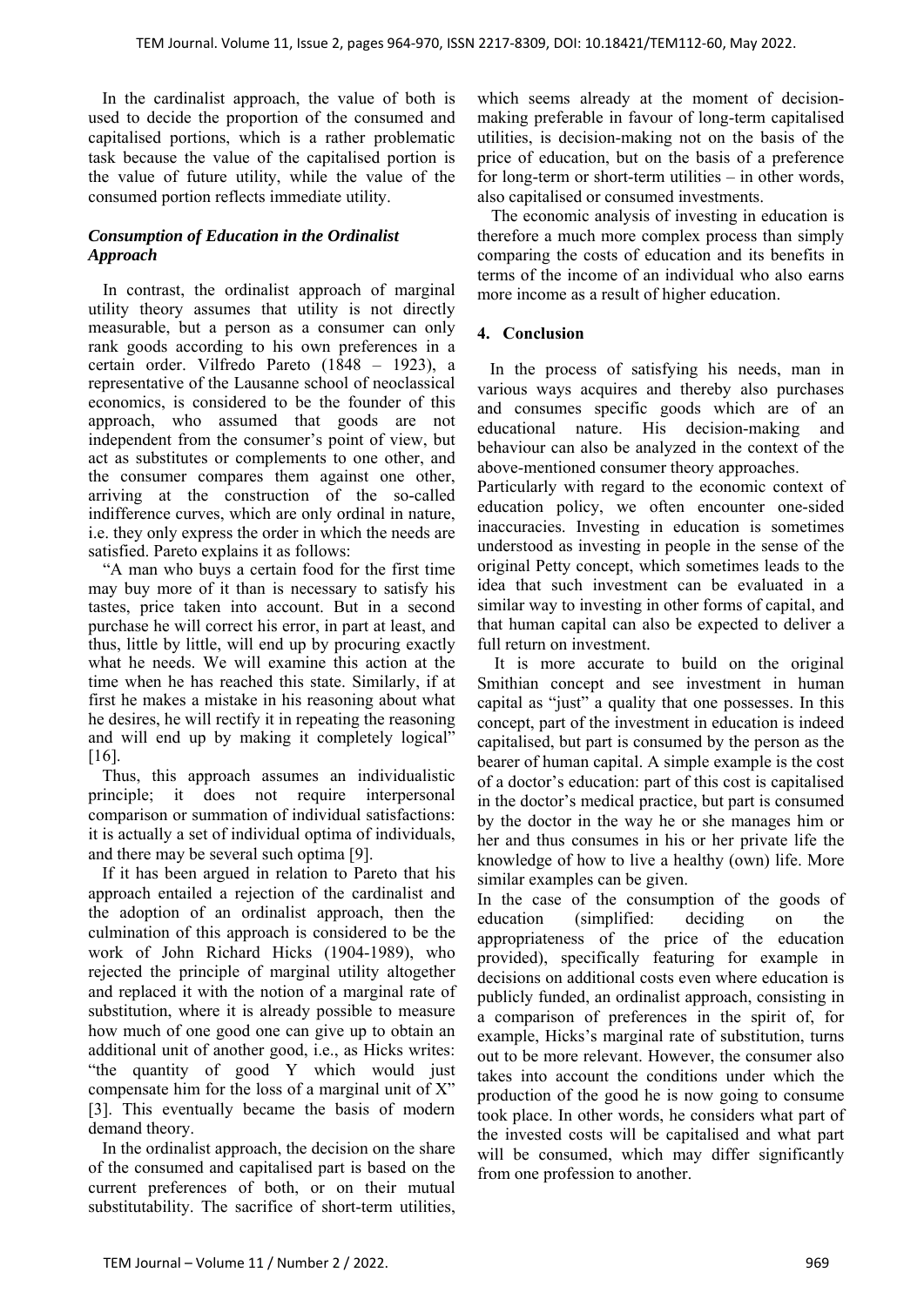In the cardinalist approach, the value of both is used to decide the proportion of the consumed and capitalised portions, which is a rather problematic task because the value of the capitalised portion is the value of future utility, while the value of the consumed portion reflects immediate utility.

### *Consumption of Education in the Ordinalist Approach*

In contrast, the ordinalist approach of marginal utility theory assumes that utility is not directly measurable, but a person as a consumer can only rank goods according to his own preferences in a certain order. Vilfredo Pareto (1848 – 1923), a representative of the Lausanne school of neoclassical economics, is considered to be the founder of this approach, who assumed that goods are not independent from the consumer's point of view, but act as substitutes or complements to one other, and the consumer compares them against one other, arriving at the construction of the so-called indifference curves, which are only ordinal in nature, i.e. they only express the order in which the needs are satisfied. Pareto explains it as follows:

"A man who buys a certain food for the first time may buy more of it than is necessary to satisfy his tastes, price taken into account. But in a second purchase he will correct his error, in part at least, and thus, little by little, will end up by procuring exactly what he needs. We will examine this action at the time when he has reached this state. Similarly, if at first he makes a mistake in his reasoning about what he desires, he will rectify it in repeating the reasoning and will end up by making it completely logical" [16].

Thus, this approach assumes an individualistic principle; it does not require interpersonal comparison or summation of individual satisfactions: it is actually a set of individual optima of individuals, and there may be several such optima [9].

If it has been argued in relation to Pareto that his approach entailed a rejection of the cardinalist and the adoption of an ordinalist approach, then the culmination of this approach is considered to be the work of John Richard Hicks (1904-1989), who rejected the principle of marginal utility altogether and replaced it with the notion of a marginal rate of substitution, where it is already possible to measure how much of one good one can give up to obtain an additional unit of another good, i.e., as Hicks writes: "the quantity of good Y which would just compensate him for the loss of a marginal unit of X" [3]. This eventually became the basis of modern demand theory.

In the ordinalist approach, the decision on the share of the consumed and capitalised part is based on the current preferences of both, or on their mutual substitutability. The sacrifice of short-term utilities, which seems already at the moment of decision-making preferable in favour of long-term capitalised utilities, is decision-making not on the basis of the price of education, but on the basis of a preference for long-term or short-term utilities – in other words, also capitalised or consumed investments.

The economic analysis of investing in education is therefore a much more complex process than simply comparing the costs of education and its benefits in terms of the income of an individual who also earns more income as a result of higher education.

## 4. Conclusion

In the process of satisfying his needs, man in various ways acquires and thereby also purchases and consumes specific goods which are of an educational nature. His decision-making and behaviour can also be analyzed in the context of the above-mentioned consumer theory approaches.

Particularly with regard to the economic context of education policy, we often encounter one-sided inaccuracies. Investing in education is sometimes understood as investing in people in the sense of the original Petty concept, which sometimes leads to the idea that such investment can be evaluated in a similar way to investing in other forms of capital, and that human capital can also be expected to deliver a full return on investment.

It is more accurate to build on the original Smithian concept and see investment in human capital as "just" a quality that one possesses. In this concept, part of the investment in education is indeed capitalised, but part is consumed by the person as the bearer of human capital. A simple example is the cost of a doctor's education: part of this cost is capitalised in the doctor's medical practice, but part is consumed by the doctor in the way he or she manages him or her and thus consumes in his or her private life the knowledge of how to live a healthy (own) life. More similar examples can be given.

In the case of the consumption of the goods of education (simplified: deciding on the appropriateness of the price of the education provided), specifically featuring for example in decisions on additional costs even where education is publicly funded, an ordinalist approach, consisting in a comparison of preferences in the spirit of, for example, Hicks's marginal rate of substitution, turns out to be more relevant. However, the consumer also takes into account the conditions under which the production of the good he is now going to consume took place. In other words, he considers what part of the invested costs will be capitalised and what part will be consumed, which may differ significantly from one profession to another.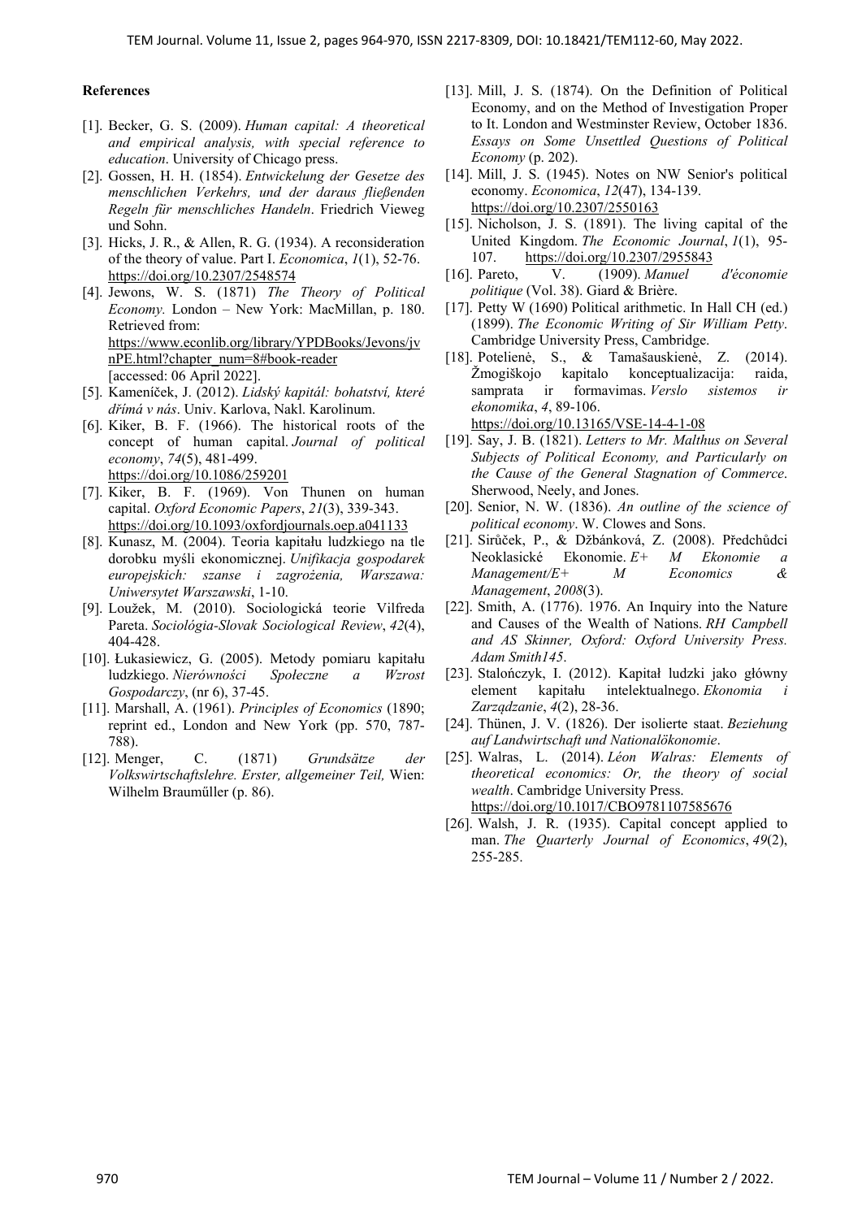**References**

[1]. Becker, G. S. (2009). *Human capital: A theoretical and empirical analysis, with special reference to education*. University of Chicago press.

[2]. Gossen, H. H. (1854). *Entwickelung der Gesetze des menschlichen Verkehrs, und der daraus fließenden Regeln für menschliches Handeln*. Friedrich Vieweg und Sohn.

[3]. Hicks, J. R., & Allen, R. G. (1934). A reconsideration of the theory of value. Part I. *Economica*, *1*(1), 52-76. https://doi.org/10.2307/2548574

[4]. Jewons, W. S. (1871) *The Theory of Political Economy.* London – New York: MacMillan, p. 180. Retrieved from: https://www.econlib.org/library/YPDBooks/Jevons/jvnPE.html?chapter_num=8#book-reader [accessed: 06 April 2022].

[5]. Kameníček, J. (2012). *Lidský kapitál: bohatství, které dřímá v nás*. Univ. Karlova, Nakl. Karolinum.

[6]. Kiker, B. F. (1966). The historical roots of the concept of human capital. *Journal of political economy*, *74*(5), 481-499. https://doi.org/10.1086/259201

[7]. Kiker, B. F. (1969). Von Thunen on human capital. *Oxford Economic Papers*, *21*(3), 339-343. https://doi.org/10.1093/oxfordjournals.oep.a041133

[8]. Kunasz, M. (2004). Teoria kapitału ludzkiego na tle dorobku myśli ekonomicznej. *Unifikacja gospodarek europejskich: szanse i zagrożenia, Warszawa: Uniwersytet Warszawski*, 1-10.

[9]. Loužek, M. (2010). Sociologická teorie Vilfreda Pareta. *Sociológia-Slovak Sociological Review*, *42*(4), 404-428.

[10]. Łukasiewicz, G. (2005). Metody pomiaru kapitału ludzkiego. *Nierówności Społeczne a Wzrost Gospodarczy*, (nr 6), 37-45.

[11]. Marshall, A. (1961). *Principles of Economics* (1890; reprint ed., London and New York (pp. 570, 787-788).

[12]. Menger, C. (1871) *Grundsätze der Volkswirtschaftslehre. Erster, allgemeiner Teil,* Wien: Wilhelm Braumüller (p. 86).

[13]. Mill, J. S. (1874). On the Definition of Political Economy, and on the Method of Investigation Proper to It. London and Westminster Review, October 1836. *Essays on Some Unsettled Questions of Political Economy* (p. 202).

[14]. Mill, J. S. (1945). Notes on NW Senior's political economy. *Economica*, *12*(47), 134-139. https://doi.org/10.2307/2550163

[15]. Nicholson, J. S. (1891). The living capital of the United Kingdom. *The Economic Journal*, *1*(1), 95-107. https://doi.org/10.2307/2955843

[16]. Pareto, V. (1909). *Manuel d'économie politique* (Vol. 38). Giard & Brière.

[17]. Petty W (1690) Political arithmetic. In Hall CH (ed.) (1899). *The Economic Writing of Sir William Petty*. Cambridge University Press, Cambridge.

[18]. Potelienė, S., & Tamašauskienė, Z. (2014). Žmogiškojo kapitalo konceptualizacija: raida, samprata ir formavimas. *Verslo sistemos ir ekonomika*, *4*, 89-106. https://doi.org/10.13165/VSE-14-4-1-08

[19]. Say, J. B. (1821). *Letters to Mr. Malthus on Several Subjects of Political Economy, and Particularly on the Cause of the General Stagnation of Commerce*. Sherwood, Neely, and Jones.

[20]. Senior, N. W. (1836). *An outline of the science of political economy*. W. Clowes and Sons.

[21]. Sirůček, P., & Džbánková, Z. (2008). Předchůdci Neoklasické Ekonomie. *E+ M Ekonomie a Management/E+ M Economics & Management*, *2008*(3).

[22]. Smith, A. (1776). 1976. An Inquiry into the Nature and Causes of the Wealth of Nations. *RH Campbell and AS Skinner, Oxford: Oxford University Press. Adam Smith145.*

[23]. Stalończyk, I. (2012). Kapitał ludzki jako główny element kapitału intelektualnego. *Ekonomia i Zarządzanie*, *4*(2), 28-36.

[24]. Thünen, J. V. (1826). Der isolierte staat. *Beziehung auf Landwirtschaft und Nationalökonomie*.

[25]. Walras, L. (2014). *Léon Walras: Elements of theoretical economics: Or, the theory of social wealth*. Cambridge University Press. https://doi.org/10.1017/CBO9781107585676

[26]. Walsh, J. R. (1935). Capital concept applied to man. *The Quarterly Journal of Economics*, *49*(2), 255-285.